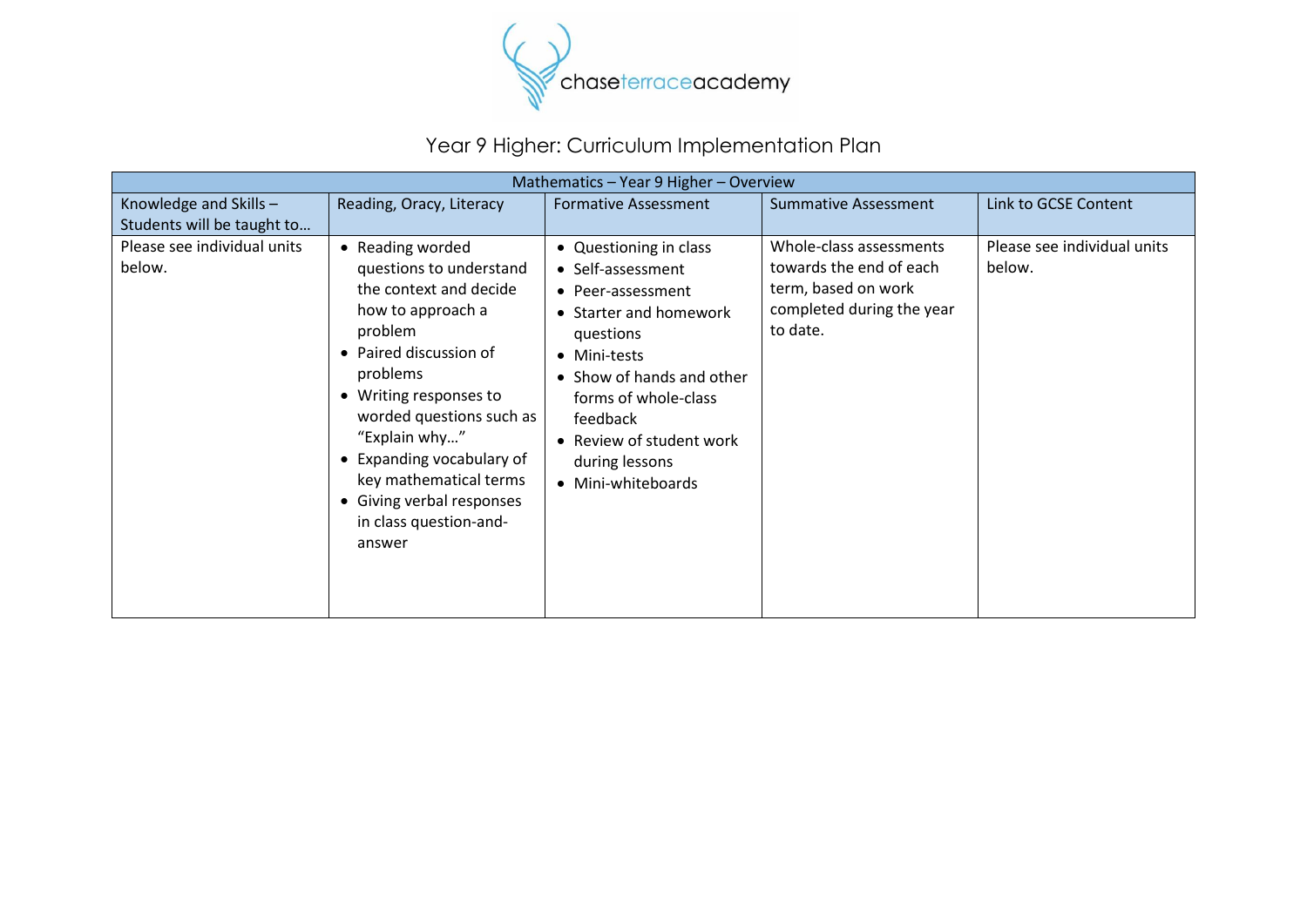chaseterraceacademy

# Year 9 Higher: Curriculum Implementation Plan

| Mathematics – Year 9 Higher – Overview | | | | |
|---|---|---|---|---|
| Knowledge and Skills – Students will be taught to… | Reading, Oracy, Literacy | Formative Assessment | Summative Assessment | Link to GCSE Content |
| Please see individual units below. | • Reading worded questions to understand the context and decide how to approach a problem<br>• Paired discussion of problems<br>• Writing responses to worded questions such as "Explain why…"<br>• Expanding vocabulary of key mathematical terms<br>• Giving verbal responses in class question-and-answer | • Questioning in class<br>• Self-assessment<br>• Peer-assessment<br>• Starter and homework questions<br>• Mini-tests<br>• Show of hands and other forms of whole-class feedback<br>• Review of student work during lessons<br>• Mini-whiteboards | Whole-class assessments towards the end of each term, based on work completed during the year to date. | Please see individual units below. |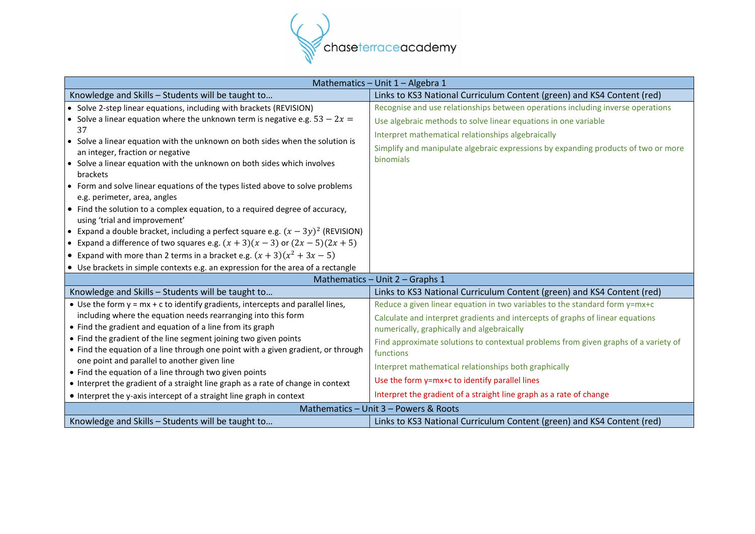| Mathematics – Unit 1 – Algebra 1 | |
|---|---|
| Knowledge and Skills – Students will be taught to… | Links to KS3 National Curriculum Content (green) and KS4 Content (red) |
| • Solve 2-step linear equations, including with brackets (REVISION)<br>• Solve a linear equation where the unknown term is negative e.g. $53 - 2x = 37$<br>• Solve a linear equation with the unknown on both sides when the solution is an integer, fraction or negative<br>• Solve a linear equation with the unknown on both sides which involves brackets<br>• Form and solve linear equations of the types listed above to solve problems e.g. perimeter, area, angles<br>• Find the solution to a complex equation, to a required degree of accuracy, using 'trial and improvement'<br>• Expand a double bracket, including a perfect square e.g. $(x - 3y)^2$ (REVISION)<br>• Expand a difference of two squares e.g. $(x + 3)(x - 3)$ or $(2x - 5)(2x + 5)$<br>• Expand with more than 2 terms in a bracket e.g. $(x + 3)(x^2 + 3x - 5)$<br>• Use brackets in simple contexts e.g. an expression for the area of a rectangle | Recognise and use relationships between operations including inverse operations<br>Use algebraic methods to solve linear equations in one variable<br>Interpret mathematical relationships algebraically<br>Simplify and manipulate algebraic expressions by expanding products of two or more binomials |
| **Mathematics – Unit 2 – Graphs 1** | |
| Knowledge and Skills – Students will be taught to… | Links to KS3 National Curriculum Content (green) and KS4 Content (red) |
| • Use the form y = mx + c to identify gradients, intercepts and parallel lines, including where the equation needs rearranging into this form<br>• Find the gradient and equation of a line from its graph<br>• Find the gradient of the line segment joining two given points<br>• Find the equation of a line through one point with a given gradient, or through one point and parallel to another given line<br>• Find the equation of a line through two given points<br>• Interpret the gradient of a straight line graph as a rate of change in context<br>• Interpret the y-axis intercept of a straight line graph in context | Reduce a given linear equation in two variables to the standard form y=mx+c<br>Calculate and interpret gradients and intercepts of graphs of linear equations numerically, graphically and algebraically<br>Find approximate solutions to contextual problems from given graphs of a variety of functions<br>Interpret mathematical relationships both graphically<br>Use the form y=mx+c to identify parallel lines<br>Interpret the gradient of a straight line graph as a rate of change |
| **Mathematics – Unit 3 – Powers & Roots** | |
| Knowledge and Skills – Students will be taught to… | Links to KS3 National Curriculum Content (green) and KS4 Content (red) |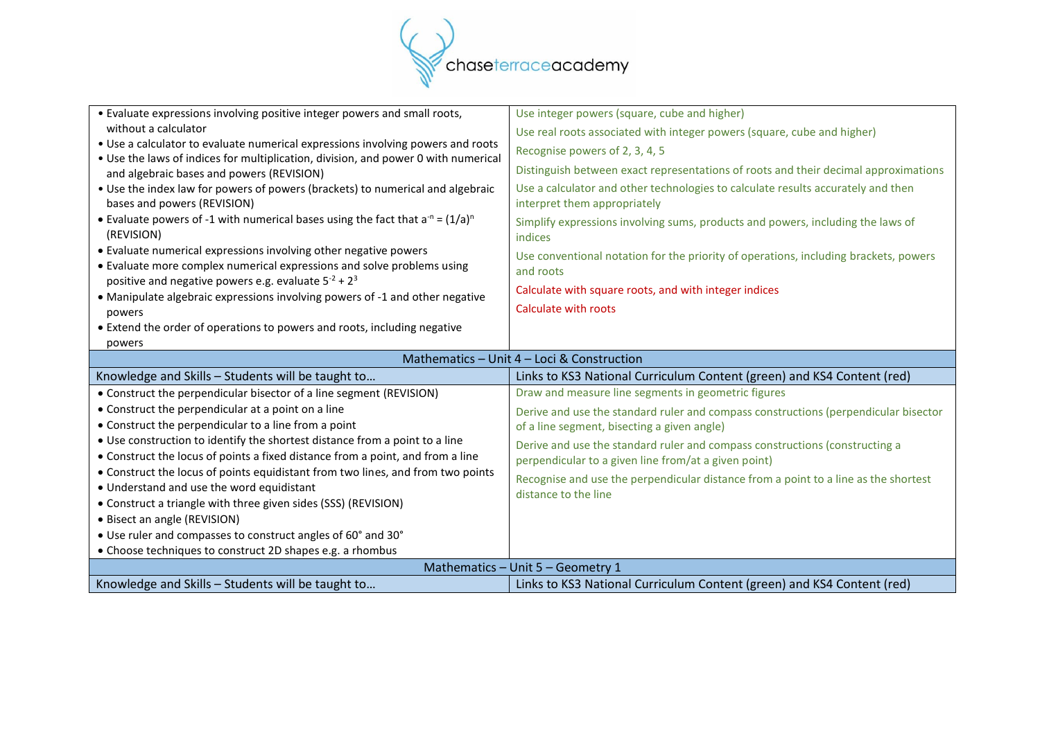| | |
|---|---|
| • Evaluate expressions involving positive integer powers and small roots, without a calculator<br>• Use a calculator to evaluate numerical expressions involving powers and roots<br>• Use the laws of indices for multiplication, division, and power 0 with numerical and algebraic bases and powers (REVISION)<br>• Use the index law for powers of powers (brackets) to numerical and algebraic bases and powers (REVISION)<br>• Evaluate powers of -1 with numerical bases using the fact that $a^{-n} = (1/a)^n$ (REVISION)<br>• Evaluate numerical expressions involving other negative powers<br>• Evaluate more complex numerical expressions and solve problems using positive and negative powers e.g. evaluate $5^{-2} + 2^3$<br>• Manipulate algebraic expressions involving powers of -1 and other negative powers<br>• Extend the order of operations to powers and roots, including negative powers | Use integer powers (square, cube and higher)<br>Use real roots associated with integer powers (square, cube and higher)<br>Recognise powers of 2, 3, 4, 5<br>Distinguish between exact representations of roots and their decimal approximations<br>Use a calculator and other technologies to calculate results accurately and then interpret them appropriately<br>Simplify expressions involving sums, products and powers, including the laws of indices<br>Use conventional notation for the priority of operations, including brackets, powers and roots<br>Calculate with square roots, and with integer indices<br>Calculate with roots |

## Mathematics – Unit 4 – Loci & Construction

| Knowledge and Skills – Students will be taught to… | Links to KS3 National Curriculum Content (green) and KS4 Content (red) |
|---|---|
| • Construct the perpendicular bisector of a line segment (REVISION)<br>• Construct the perpendicular at a point on a line<br>• Construct the perpendicular to a line from a point<br>• Use construction to identify the shortest distance from a point to a line<br>• Construct the locus of points a fixed distance from a point, and from a line<br>• Construct the locus of points equidistant from two lines, and from two points<br>• Understand and use the word equidistant<br>• Construct a triangle with three given sides (SSS) (REVISION)<br>• Bisect an angle (REVISION)<br>• Use ruler and compasses to construct angles of 60° and 30°<br>• Choose techniques to construct 2D shapes e.g. a rhombus | Draw and measure line segments in geometric figures<br>Derive and use the standard ruler and compass constructions (perpendicular bisector of a line segment, bisecting a given angle)<br>Derive and use the standard ruler and compass constructions (constructing a perpendicular to a given line from/at a given point)<br>Recognise and use the perpendicular distance from a point to a line as the shortest distance to the line |

## Mathematics – Unit 5 – Geometry 1

| Knowledge and Skills – Students will be taught to… | Links to KS3 National Curriculum Content (green) and KS4 Content (red) |
|---|---|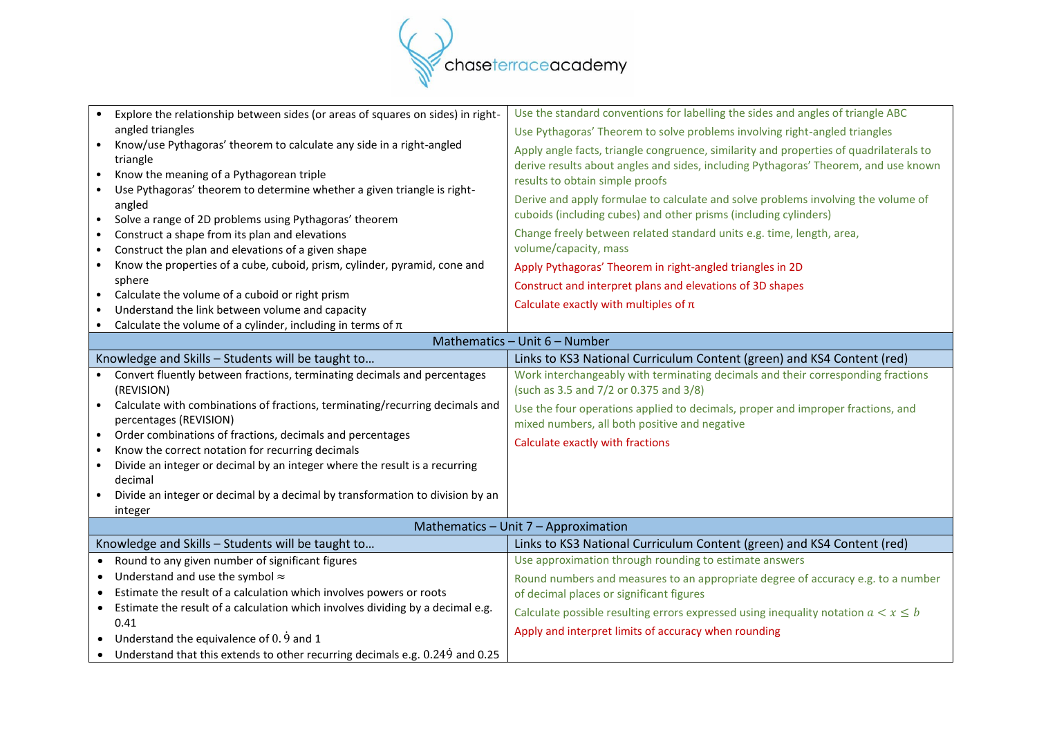| Knowledge and Skills – Students will be taught to… | Links to KS3 National Curriculum Content (green) and KS4 Content (red) |
|---|---|
| • Explore the relationship between sides (or areas of squares on sides) in right-angled triangles<br>• Know/use Pythagoras' theorem to calculate any side in a right-angled triangle<br>• Know the meaning of a Pythagorean triple<br>• Use Pythagoras' theorem to determine whether a given triangle is right-angled<br>• Solve a range of 2D problems using Pythagoras' theorem<br>• Construct a shape from its plan and elevations<br>• Construct the plan and elevations of a given shape<br>• Know the properties of a cube, cuboid, prism, cylinder, pyramid, cone and sphere<br>• Calculate the volume of a cuboid or right prism<br>• Understand the link between volume and capacity<br>• Calculate the volume of a cylinder, including in terms of π | Use the standard conventions for labelling the sides and angles of triangle ABC<br>Use Pythagoras' Theorem to solve problems involving right-angled triangles<br>Apply angle facts, triangle congruence, similarity and properties of quadrilaterals to derive results about angles and sides, including Pythagoras' Theorem, and use known results to obtain simple proofs<br>Derive and apply formulae to calculate and solve problems involving the volume of cuboids (including cubes) and other prisms (including cylinders)<br>Change freely between related standard units e.g. time, length, area, volume/capacity, mass<br>Apply Pythagoras' Theorem in right-angled triangles in 2D<br>Construct and interpret plans and elevations of 3D shapes<br>Calculate exactly with multiples of π |
| **Mathematics – Unit 6 – Number** | |
| Knowledge and Skills – Students will be taught to… | Links to KS3 National Curriculum Content (green) and KS4 Content (red) |
| • Convert fluently between fractions, terminating decimals and percentages (REVISION)<br>• Calculate with combinations of fractions, terminating/recurring decimals and percentages (REVISION)<br>• Order combinations of fractions, decimals and percentages<br>• Know the correct notation for recurring decimals<br>• Divide an integer or decimal by an integer where the result is a recurring decimal<br>• Divide an integer or decimal by a decimal by transformation to division by an integer | Work interchangeably with terminating decimals and their corresponding fractions (such as 3.5 and 7/2 or 0.375 and 3/8)<br>Use the four operations applied to decimals, proper and improper fractions, and mixed numbers, all both positive and negative<br>Calculate exactly with fractions |
| **Mathematics – Unit 7 – Approximation** | |
| Knowledge and Skills – Students will be taught to… | Links to KS3 National Curriculum Content (green) and KS4 Content (red) |
| • Round to any given number of significant figures<br>• Understand and use the symbol ≈<br>• Estimate the result of a calculation which involves powers or roots<br>• Estimate the result of a calculation which involves dividing by a decimal e.g. 0.41<br>• Understand the equivalence of $0.\dot{9}$ and 1<br>• Understand that this extends to other recurring decimals e.g. $0.24\dot{9}$ and 0.25 | Use approximation through rounding to estimate answers<br>Round numbers and measures to an appropriate degree of accuracy e.g. to a number of decimal places or significant figures<br>Calculate possible resulting errors expressed using inequality notation $a < x \leq b$<br>Apply and interpret limits of accuracy when rounding |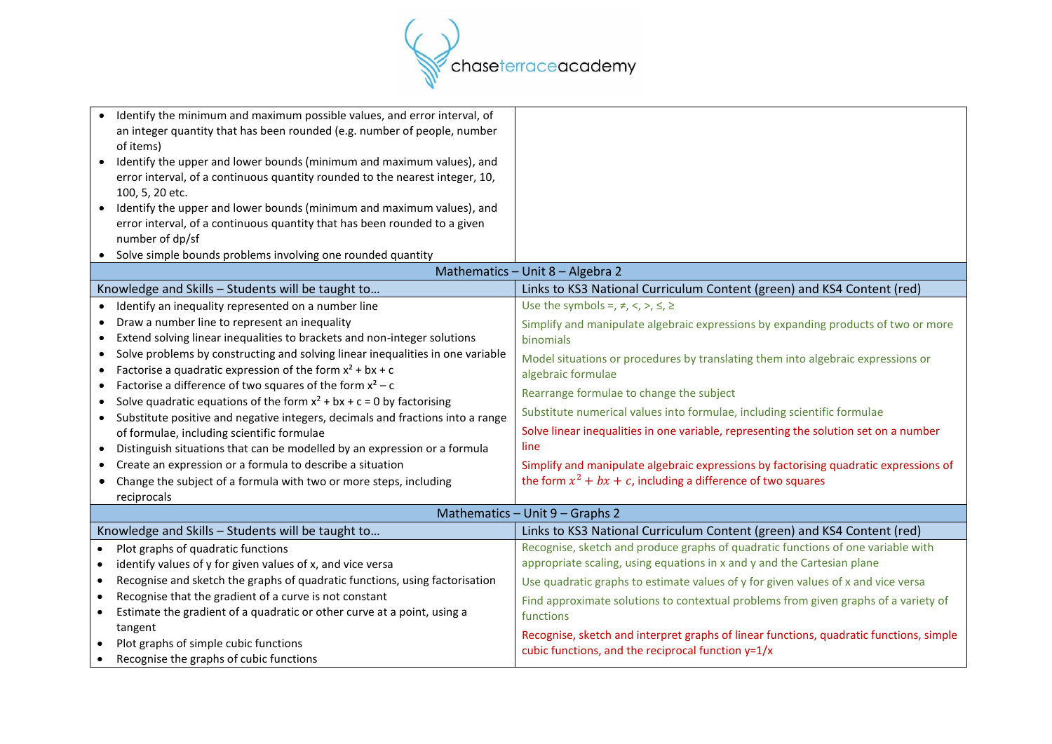| | |
|---|---|
| • Identify the minimum and maximum possible values, and error interval, of an integer quantity that has been rounded (e.g. number of people, number of items)<br>• Identify the upper and lower bounds (minimum and maximum values), and error interval, of a continuous quantity rounded to the nearest integer, 10, 100, 5, 20 etc.<br>• Identify the upper and lower bounds (minimum and maximum values), and error interval, of a continuous quantity that has been rounded to a given number of dp/sf<br>• Solve simple bounds problems involving one rounded quantity | |

| Mathematics – Unit 8 – Algebra 2 | |
|---|---|
| Knowledge and Skills – Students will be taught to… | Links to KS3 National Curriculum Content (green) and KS4 Content (red) |
| • Identify an inequality represented on a number line<br>• Draw a number line to represent an inequality<br>• Extend solving linear inequalities to brackets and non-integer solutions<br>• Solve problems by constructing and solving linear inequalities in one variable<br>• Factorise a quadratic expression of the form $x^2 + bx + c$<br>• Factorise a difference of two squares of the form $x^2 - c$<br>• Solve quadratic equations of the form $x^2 + bx + c = 0$ by factorising<br>• Substitute positive and negative integers, decimals and fractions into a range of formulae, including scientific formulae<br>• Distinguish situations that can be modelled by an expression or a formula<br>• Create an expression or a formula to describe a situation<br>• Change the subject of a formula with two or more steps, including reciprocals | Use the symbols =, ≠, <, >, ≤, ≥<br>Simplify and manipulate algebraic expressions by expanding products of two or more binomials<br>Model situations or procedures by translating them into algebraic expressions or algebraic formulae<br>Rearrange formulae to change the subject<br>Substitute numerical values into formulae, including scientific formulae<br>Solve linear inequalities in one variable, representing the solution set on a number line<br>Simplify and manipulate algebraic expressions by factorising quadratic expressions of the form $x^2 + bx + c$, including a difference of two squares |

| Mathematics – Unit 9 – Graphs 2 | |
|---|---|
| Knowledge and Skills – Students will be taught to… | Links to KS3 National Curriculum Content (green) and KS4 Content (red) |
| • Plot graphs of quadratic functions<br>• identify values of y for given values of x, and vice versa<br>• Recognise and sketch the graphs of quadratic functions, using factorisation<br>• Recognise that the gradient of a curve is not constant<br>• Estimate the gradient of a quadratic or other curve at a point, using a tangent<br>• Plot graphs of simple cubic functions<br>• Recognise the graphs of cubic functions | Recognise, sketch and produce graphs of quadratic functions of one variable with appropriate scaling, using equations in x and y and the Cartesian plane<br>Use quadratic graphs to estimate values of y for given values of x and vice versa<br>Find approximate solutions to contextual problems from given graphs of a variety of functions<br>Recognise, sketch and interpret graphs of linear functions, quadratic functions, simple cubic functions, and the reciprocal function $y=1/x$ |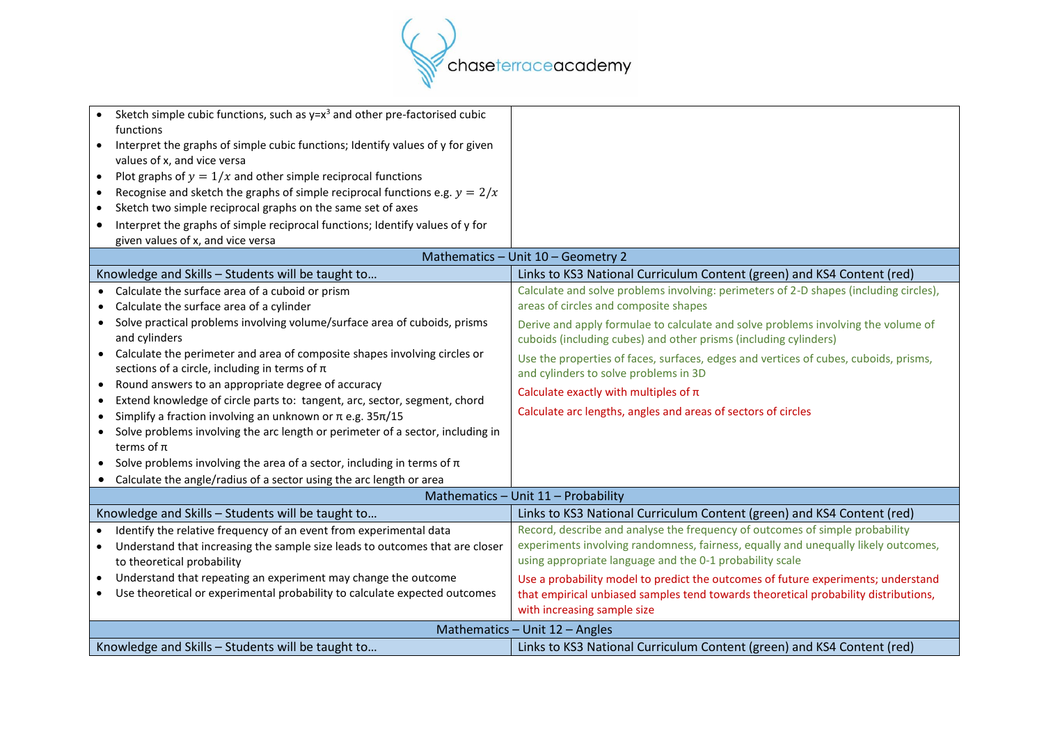| | |
|---|---|
| • Sketch simple cubic functions, such as $y=x^3$ and other pre-factorised cubic functions<br>• Interpret the graphs of simple cubic functions; Identify values of y for given values of x, and vice versa<br>• Plot graphs of $y = 1/x$ and other simple reciprocal functions<br>• Recognise and sketch the graphs of simple reciprocal functions e.g. $y = 2/x$<br>• Sketch two simple reciprocal graphs on the same set of axes<br>• Interpret the graphs of simple reciprocal functions; Identify values of y for given values of x, and vice versa | |
| **Mathematics – Unit 10 – Geometry 2** | |
| Knowledge and Skills – Students will be taught to… | Links to KS3 National Curriculum Content (green) and KS4 Content (red) |
| • Calculate the surface area of a cuboid or prism<br>• Calculate the surface area of a cylinder<br>• Solve practical problems involving volume/surface area of cuboids, prisms and cylinders<br>• Calculate the perimeter and area of composite shapes involving circles or sections of a circle, including in terms of π<br>• Round answers to an appropriate degree of accuracy<br>• Extend knowledge of circle parts to: tangent, arc, sector, segment, chord<br>• Simplify a fraction involving an unknown or π e.g. 35π/15<br>• Solve problems involving the arc length or perimeter of a sector, including in terms of π<br>• Solve problems involving the area of a sector, including in terms of π<br>• Calculate the angle/radius of a sector using the arc length or area | Calculate and solve problems involving: perimeters of 2-D shapes (including circles), areas of circles and composite shapes<br><br>Derive and apply formulae to calculate and solve problems involving the volume of cuboids (including cubes) and other prisms (including cylinders)<br><br>Use the properties of faces, surfaces, edges and vertices of cubes, cuboids, prisms, and cylinders to solve problems in 3D<br><br>Calculate exactly with multiples of π<br><br>Calculate arc lengths, angles and areas of sectors of circles |
| **Mathematics – Unit 11 – Probability** | |
| Knowledge and Skills – Students will be taught to… | Links to KS3 National Curriculum Content (green) and KS4 Content (red) |
| • Identify the relative frequency of an event from experimental data<br>• Understand that increasing the sample size leads to outcomes that are closer to theoretical probability<br>• Understand that repeating an experiment may change the outcome<br>• Use theoretical or experimental probability to calculate expected outcomes | Record, describe and analyse the frequency of outcomes of simple probability experiments involving randomness, fairness, equally and unequally likely outcomes, using appropriate language and the 0-1 probability scale<br><br>Use a probability model to predict the outcomes of future experiments; understand that empirical unbiased samples tend towards theoretical probability distributions, with increasing sample size |
| **Mathematics – Unit 12 – Angles** | |
| Knowledge and Skills – Students will be taught to… | Links to KS3 National Curriculum Content (green) and KS4 Content (red) |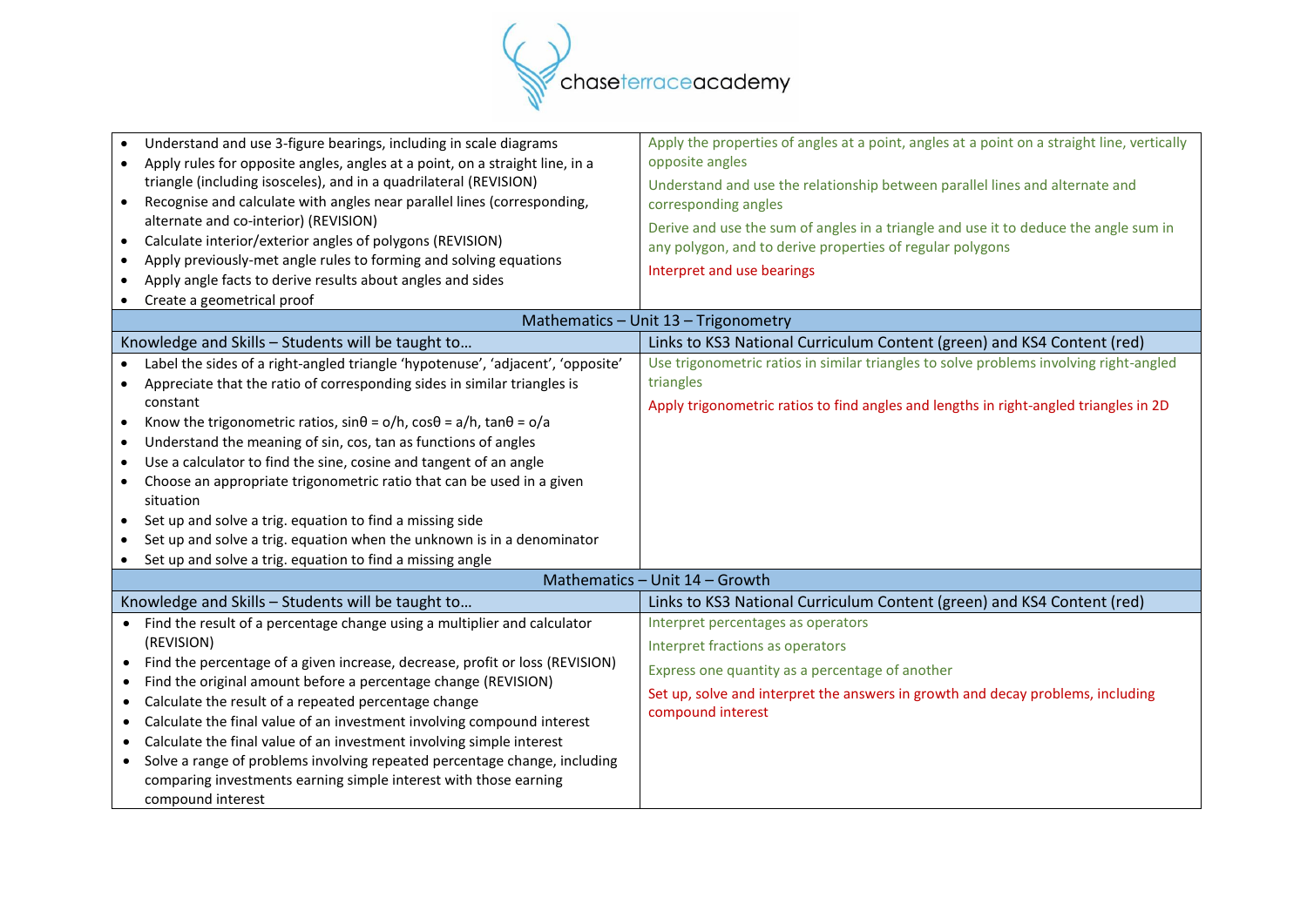| Knowledge and Skills – Students will be taught to… | Links to KS3 National Curriculum Content (green) and KS4 Content (red) |
|---|---|
| • Understand and use 3-figure bearings, including in scale diagrams<br>• Apply rules for opposite angles, angles at a point, on a straight line, in a triangle (including isosceles), and in a quadrilateral (REVISION)<br>• Recognise and calculate with angles near parallel lines (corresponding, alternate and co-interior) (REVISION)<br>• Calculate interior/exterior angles of polygons (REVISION)<br>• Apply previously-met angle rules to forming and solving equations<br>• Apply angle facts to derive results about angles and sides<br>• Create a geometrical proof | Apply the properties of angles at a point, angles at a point on a straight line, vertically opposite angles<br><br>Understand and use the relationship between parallel lines and alternate and corresponding angles<br><br>Derive and use the sum of angles in a triangle and use it to deduce the angle sum in any polygon, and to derive properties of regular polygons<br><br>Interpret and use bearings |

## Mathematics – Unit 13 – Trigonometry

| Knowledge and Skills – Students will be taught to… | Links to KS3 National Curriculum Content (green) and KS4 Content (red) |
|---|---|
| • Label the sides of a right-angled triangle 'hypotenuse', 'adjacent', 'opposite'<br>• Appreciate that the ratio of corresponding sides in similar triangles is constant<br>• Know the trigonometric ratios, $\sin\theta = o/h$, $\cos\theta = a/h$, $\tan\theta = o/a$<br>• Understand the meaning of sin, cos, tan as functions of angles<br>• Use a calculator to find the sine, cosine and tangent of an angle<br>• Choose an appropriate trigonometric ratio that can be used in a given situation<br>• Set up and solve a trig. equation to find a missing side<br>• Set up and solve a trig. equation when the unknown is in a denominator<br>• Set up and solve a trig. equation to find a missing angle | Use trigonometric ratios in similar triangles to solve problems involving right-angled triangles<br><br>Apply trigonometric ratios to find angles and lengths in right-angled triangles in 2D |

## Mathematics – Unit 14 – Growth

| Knowledge and Skills – Students will be taught to… | Links to KS3 National Curriculum Content (green) and KS4 Content (red) |
|---|---|
| • Find the result of a percentage change using a multiplier and calculator (REVISION)<br>• Find the percentage of a given increase, decrease, profit or loss (REVISION)<br>• Find the original amount before a percentage change (REVISION)<br>• Calculate the result of a repeated percentage change<br>• Calculate the final value of an investment involving compound interest<br>• Calculate the final value of an investment involving simple interest<br>• Solve a range of problems involving repeated percentage change, including comparing investments earning simple interest with those earning compound interest | Interpret percentages as operators<br><br>Interpret fractions as operators<br><br>Express one quantity as a percentage of another<br><br>Set up, solve and interpret the answers in growth and decay problems, including compound interest |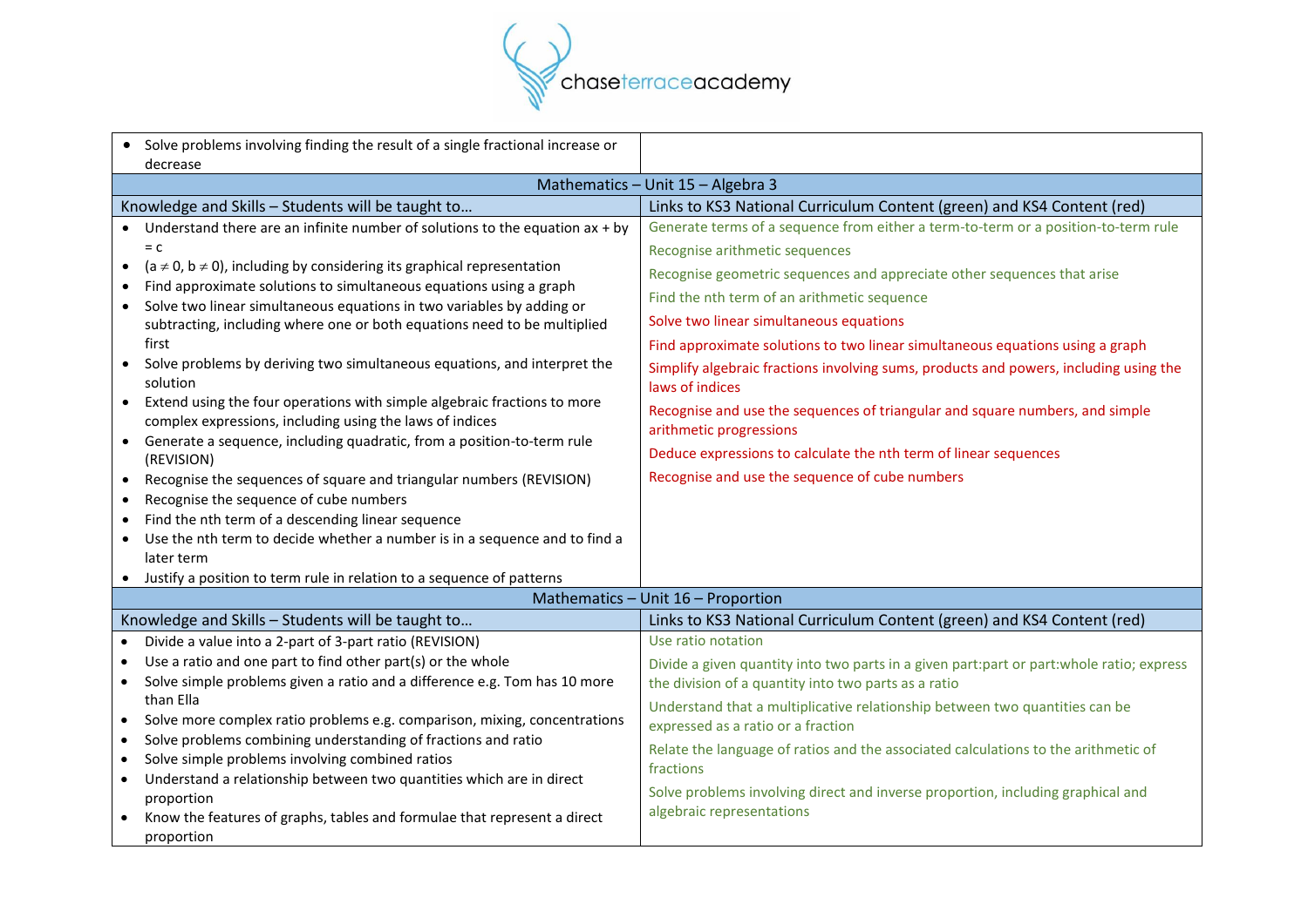| | |
|---|---|
| • Solve problems involving finding the result of a single fractional increase or decrease | |
| **Mathematics – Unit 15 – Algebra 3** | |
| Knowledge and Skills – Students will be taught to… | Links to KS3 National Curriculum Content (green) and KS4 Content (red) |
| • Understand there are an infinite number of solutions to the equation $ax + by = c$<br>• ($a \neq 0$, $b \neq 0$), including by considering its graphical representation<br>• Find approximate solutions to simultaneous equations using a graph<br>• Solve two linear simultaneous equations in two variables by adding or subtracting, including where one or both equations need to be multiplied first<br>• Solve problems by deriving two simultaneous equations, and interpret the solution<br>• Extend using the four operations with simple algebraic fractions to more complex expressions, including using the laws of indices<br>• Generate a sequence, including quadratic, from a position-to-term rule (REVISION)<br>• Recognise the sequences of square and triangular numbers (REVISION)<br>• Recognise the sequence of cube numbers<br>• Find the nth term of a descending linear sequence<br>• Use the nth term to decide whether a number is in a sequence and to find a later term<br>• Justify a position to term rule in relation to a sequence of patterns | Generate terms of a sequence from either a term-to-term or a position-to-term rule<br>Recognise arithmetic sequences<br>Recognise geometric sequences and appreciate other sequences that arise<br>Find the nth term of an arithmetic sequence<br>Solve two linear simultaneous equations<br>Find approximate solutions to two linear simultaneous equations using a graph<br>Simplify algebraic fractions involving sums, products and powers, including using the laws of indices<br>Recognise and use the sequences of triangular and square numbers, and simple arithmetic progressions<br>Deduce expressions to calculate the nth term of linear sequences<br>Recognise and use the sequence of cube numbers |
| **Mathematics – Unit 16 – Proportion** | |
| Knowledge and Skills – Students will be taught to… | Links to KS3 National Curriculum Content (green) and KS4 Content (red) |
| • Divide a value into a 2-part of 3-part ratio (REVISION)<br>• Use a ratio and one part to find other part(s) or the whole<br>• Solve simple problems given a ratio and a difference e.g. Tom has 10 more than Ella<br>• Solve more complex ratio problems e.g. comparison, mixing, concentrations<br>• Solve problems combining understanding of fractions and ratio<br>• Solve simple problems involving combined ratios<br>• Understand a relationship between two quantities which are in direct proportion<br>• Know the features of graphs, tables and formulae that represent a direct proportion | Use ratio notation<br>Divide a given quantity into two parts in a given part:part or part:whole ratio; express the division of a quantity into two parts as a ratio<br>Understand that a multiplicative relationship between two quantities can be expressed as a ratio or a fraction<br>Relate the language of ratios and the associated calculations to the arithmetic of fractions<br>Solve problems involving direct and inverse proportion, including graphical and algebraic representations |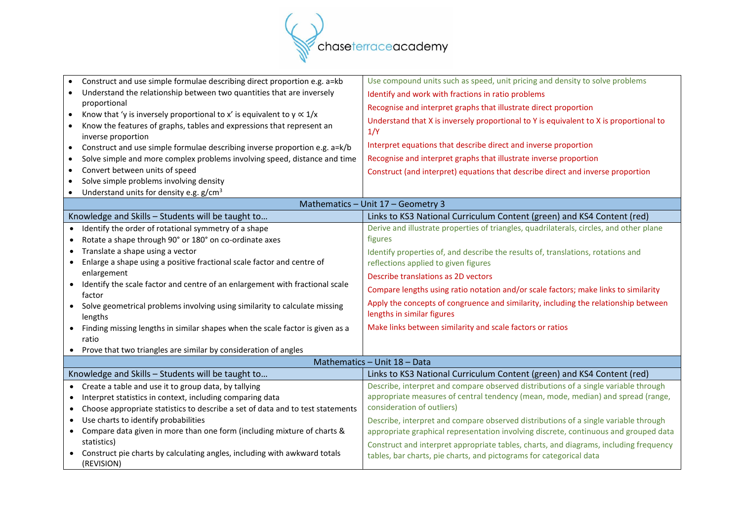| Knowledge and Skills – Students will be taught to… | Links to KS3 National Curriculum Content (green) and KS4 Content (red) |
|---|---|
| • Construct and use simple formulae describing direct proportion e.g. a=kb<br>• Understand the relationship between two quantities that are inversely proportional<br>• Know that 'y is inversely proportional to x' is equivalent to $y \propto 1/x$<br>• Know the features of graphs, tables and expressions that represent an inverse proportion<br>• Construct and use simple formulae describing inverse proportion e.g. a=k/b<br>• Solve simple and more complex problems involving speed, distance and time<br>• Convert between units of speed<br>• Solve simple problems involving density<br>• Understand units for density e.g. $g/cm^3$ | Use compound units such as speed, unit pricing and density to solve problems<br>Identify and work with fractions in ratio problems<br>Recognise and interpret graphs that illustrate direct proportion<br>Understand that X is inversely proportional to Y is equivalent to X is proportional to 1/Y<br>Interpret equations that describe direct and inverse proportion<br>Recognise and interpret graphs that illustrate inverse proportion<br>Construct (and interpret) equations that describe direct and inverse proportion |

## Mathematics – Unit 17 – Geometry 3

| Knowledge and Skills – Students will be taught to… | Links to KS3 National Curriculum Content (green) and KS4 Content (red) |
|---|---|
| • Identify the order of rotational symmetry of a shape<br>• Rotate a shape through 90° or 180° on co-ordinate axes<br>• Translate a shape using a vector<br>• Enlarge a shape using a positive fractional scale factor and centre of enlargement<br>• Identify the scale factor and centre of an enlargement with fractional scale factor<br>• Solve geometrical problems involving using similarity to calculate missing lengths<br>• Finding missing lengths in similar shapes when the scale factor is given as a ratio<br>• Prove that two triangles are similar by consideration of angles | Derive and illustrate properties of triangles, quadrilaterals, circles, and other plane figures<br>Identify properties of, and describe the results of, translations, rotations and reflections applied to given figures<br>Describe translations as 2D vectors<br>Compare lengths using ratio notation and/or scale factors; make links to similarity<br>Apply the concepts of congruence and similarity, including the relationship between lengths in similar figures<br>Make links between similarity and scale factors or ratios |

## Mathematics – Unit 18 – Data

| Knowledge and Skills – Students will be taught to… | Links to KS3 National Curriculum Content (green) and KS4 Content (red) |
|---|---|
| • Create a table and use it to group data, by tallying<br>• Interpret statistics in context, including comparing data<br>• Choose appropriate statistics to describe a set of data and to test statements<br>• Use charts to identify probabilities<br>• Compare data given in more than one form (including mixture of charts & statistics)<br>• Construct pie charts by calculating angles, including with awkward totals (REVISION) | Describe, interpret and compare observed distributions of a single variable through appropriate measures of central tendency (mean, mode, median) and spread (range, consideration of outliers)<br>Describe, interpret and compare observed distributions of a single variable through appropriate graphical representation involving discrete, continuous and grouped data<br>Construct and interpret appropriate tables, charts, and diagrams, including frequency tables, bar charts, pie charts, and pictograms for categorical data |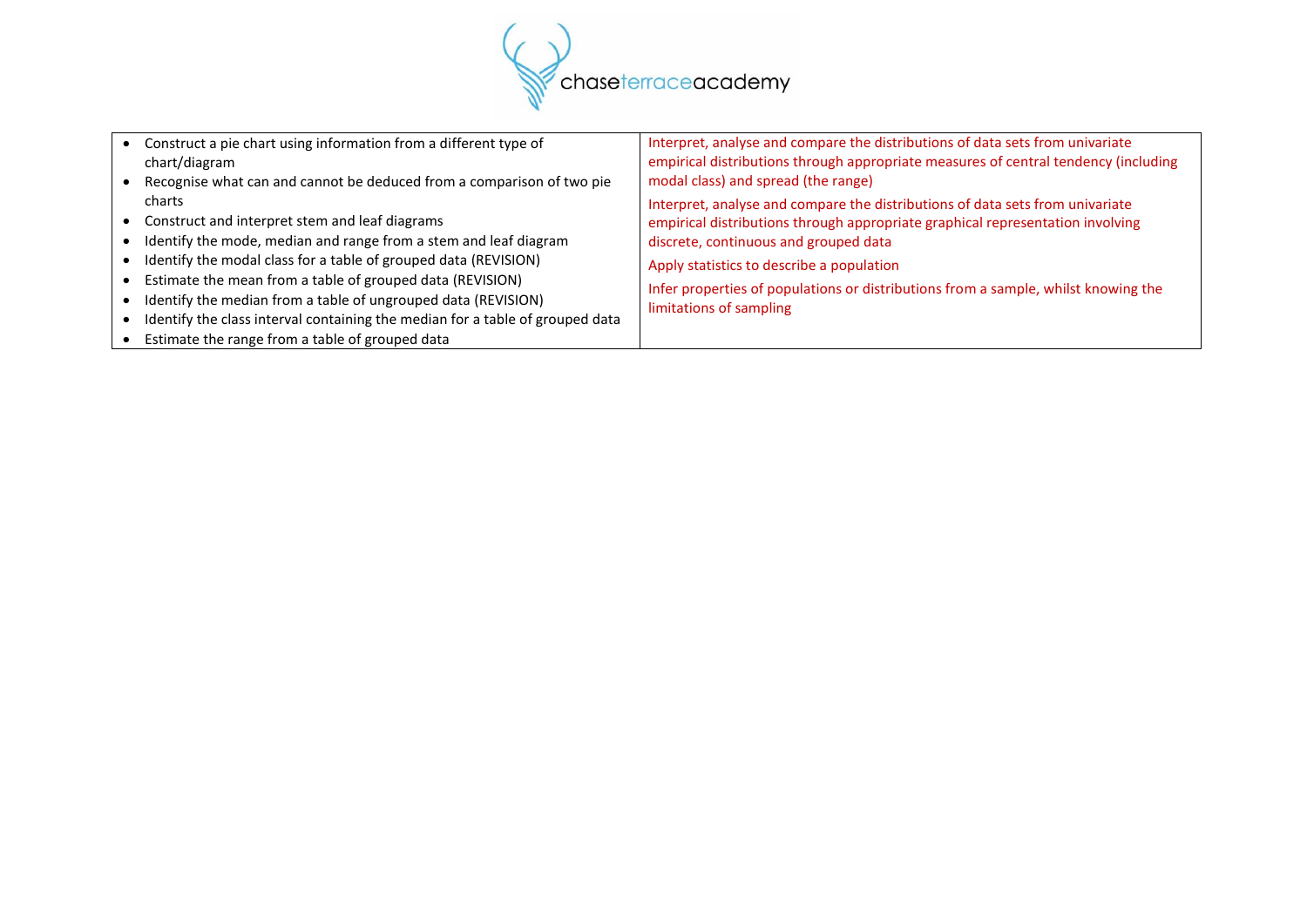| | |
|---|---|
| • Construct a pie chart using information from a different type of chart/diagram<br>• Recognise what can and cannot be deduced from a comparison of two pie charts<br>• Construct and interpret stem and leaf diagrams<br>• Identify the mode, median and range from a stem and leaf diagram<br>• Identify the modal class for a table of grouped data (REVISION)<br>• Estimate the mean from a table of grouped data (REVISION)<br>• Identify the median from a table of ungrouped data (REVISION)<br>• Identify the class interval containing the median for a table of grouped data<br>• Estimate the range from a table of grouped data | Interpret, analyse and compare the distributions of data sets from univariate empirical distributions through appropriate measures of central tendency (including modal class) and spread (the range)<br><br>Interpret, analyse and compare the distributions of data sets from univariate empirical distributions through appropriate graphical representation involving discrete, continuous and grouped data<br><br>Apply statistics to describe a population<br><br>Infer properties of populations or distributions from a sample, whilst knowing the limitations of sampling |